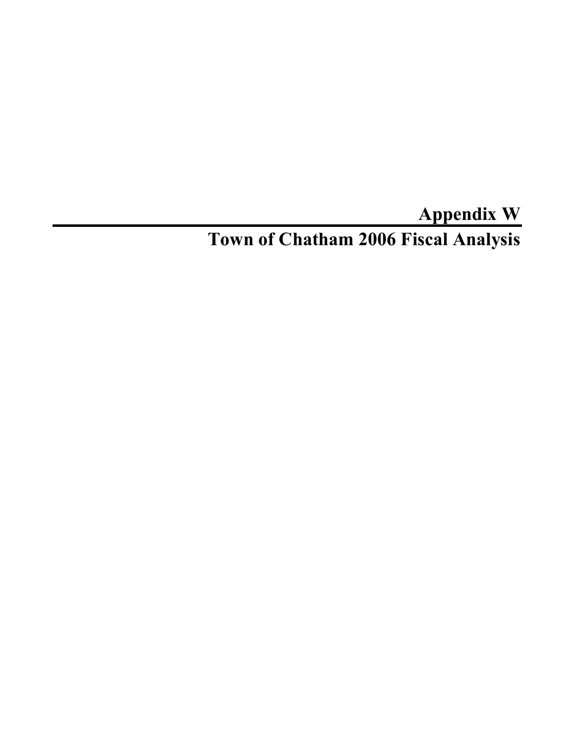# Appendix W

## Town of Chatham 2006 Fiscal Analysis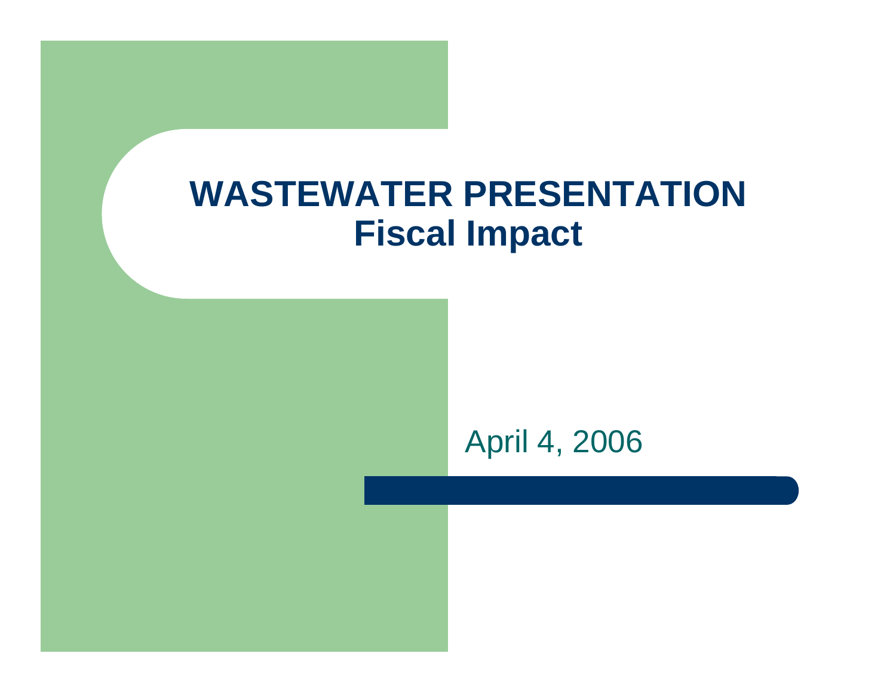# WASTEWATER PRESENTATION
## Fiscal Impact

April 4, 2006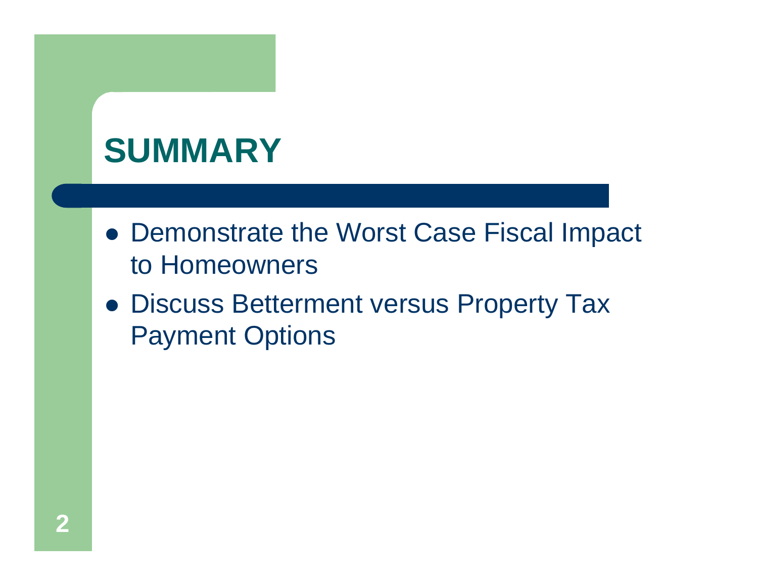# SUMMARY

- Demonstrate the Worst Case Fiscal Impact to Homeowners
- Discuss Betterment versus Property Tax Payment Options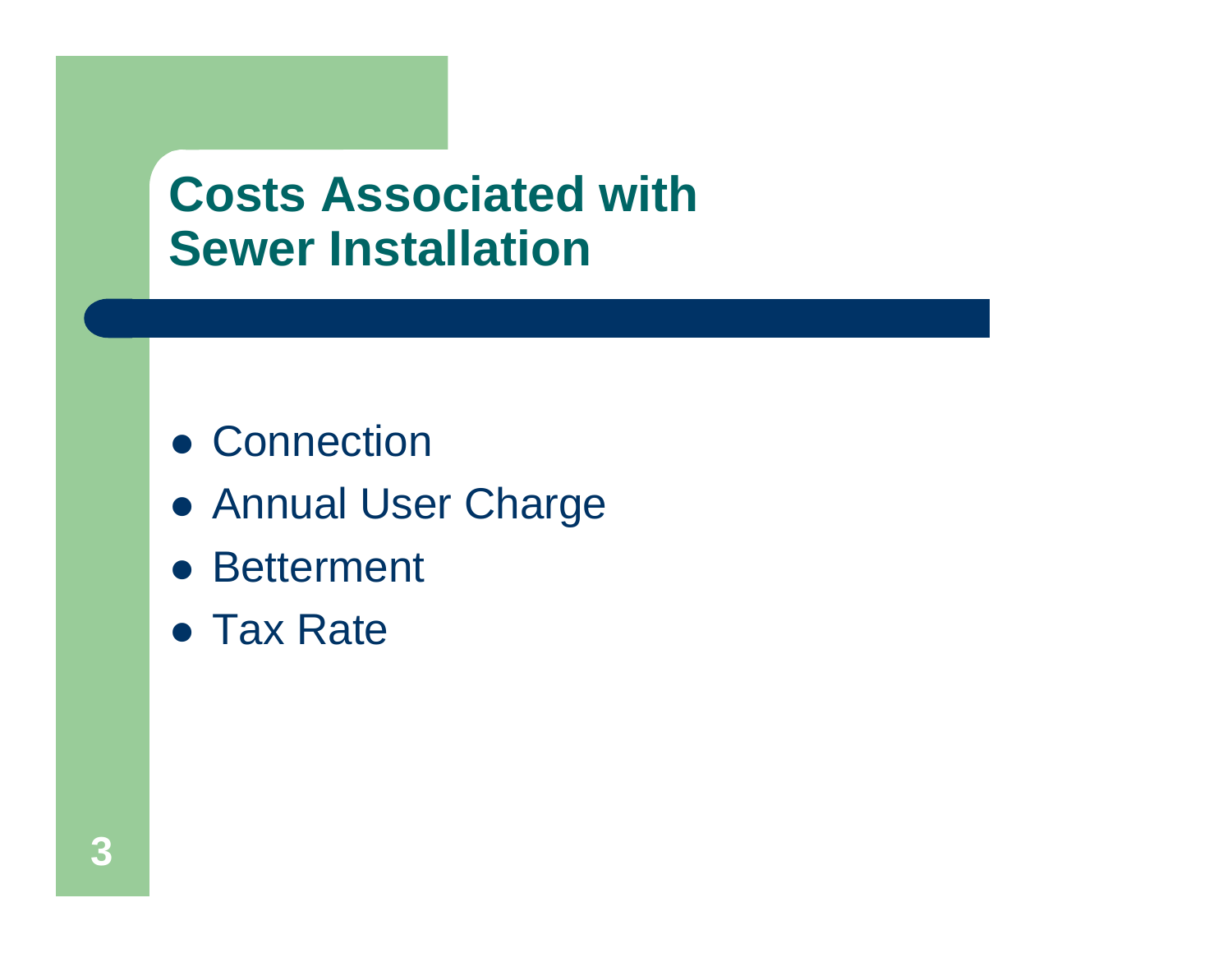# Costs Associated with Sewer Installation

- Connection
- Annual User Charge
- Betterment
- Tax Rate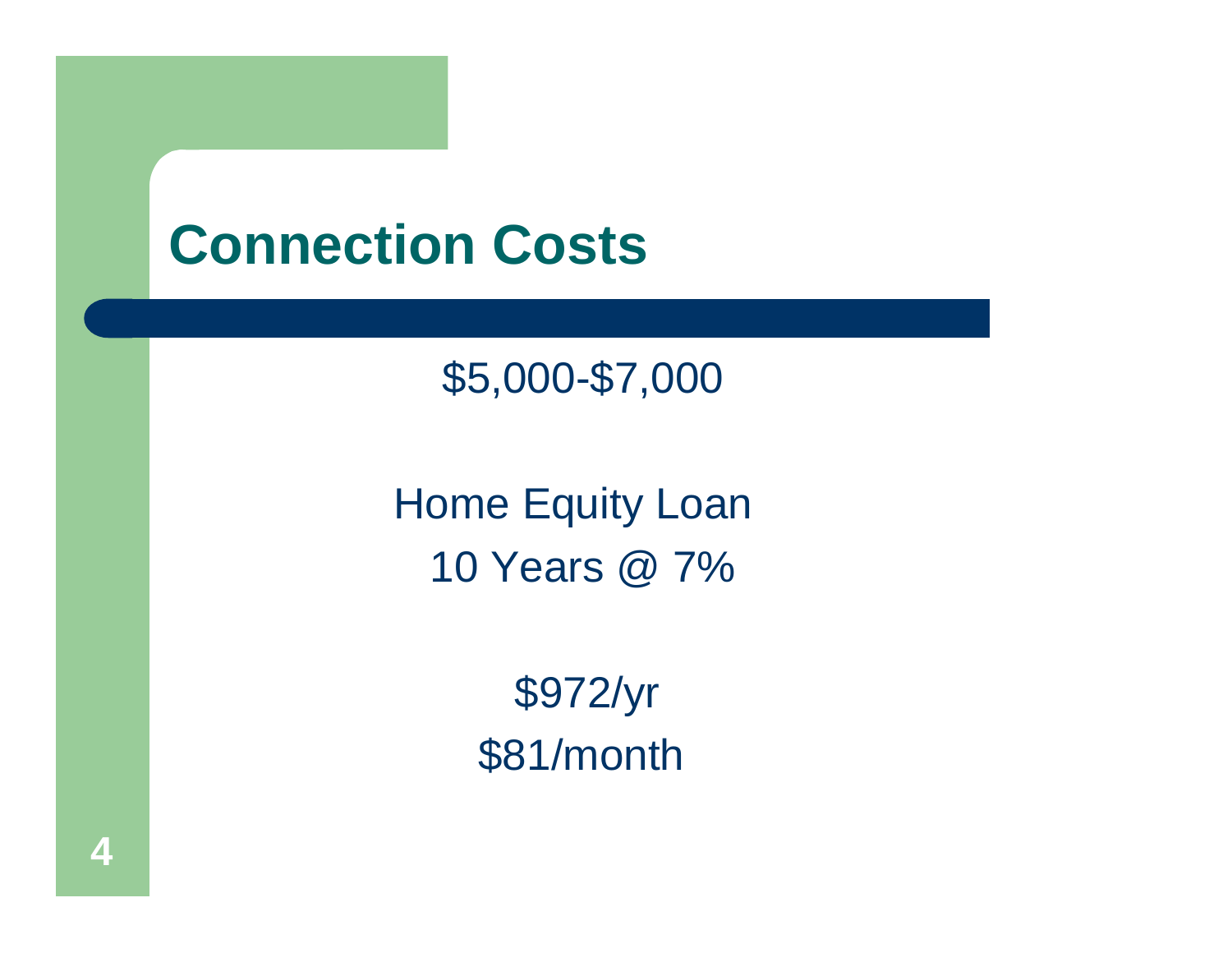# Connection Costs

$5,000-$7,000

Home Equity Loan
10 Years @ 7%

$972/yr
$81/month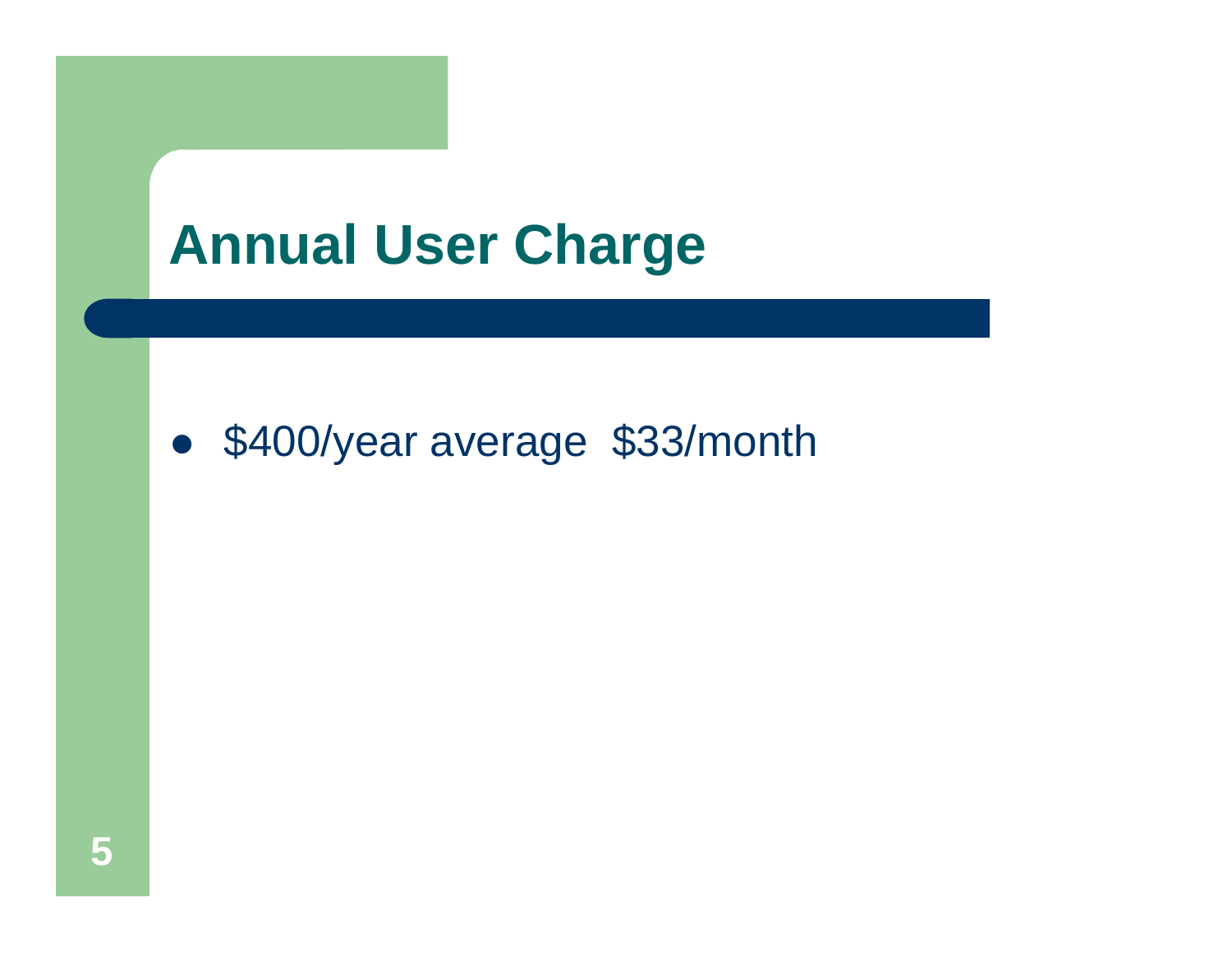# Annual User Charge

- $400/year average  $33/month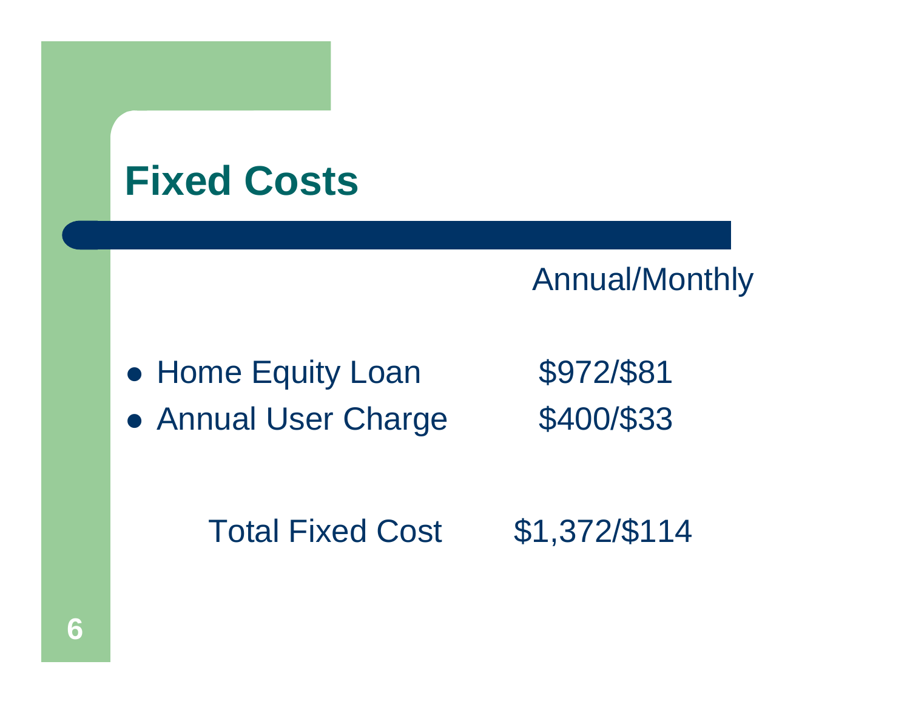# Fixed Costs

| | Annual/Monthly |
|---|---|
| • Home Equity Loan | $972/$81 |
| • Annual User Charge | $400/$33 |
| Total Fixed Cost | $1,372/$114 |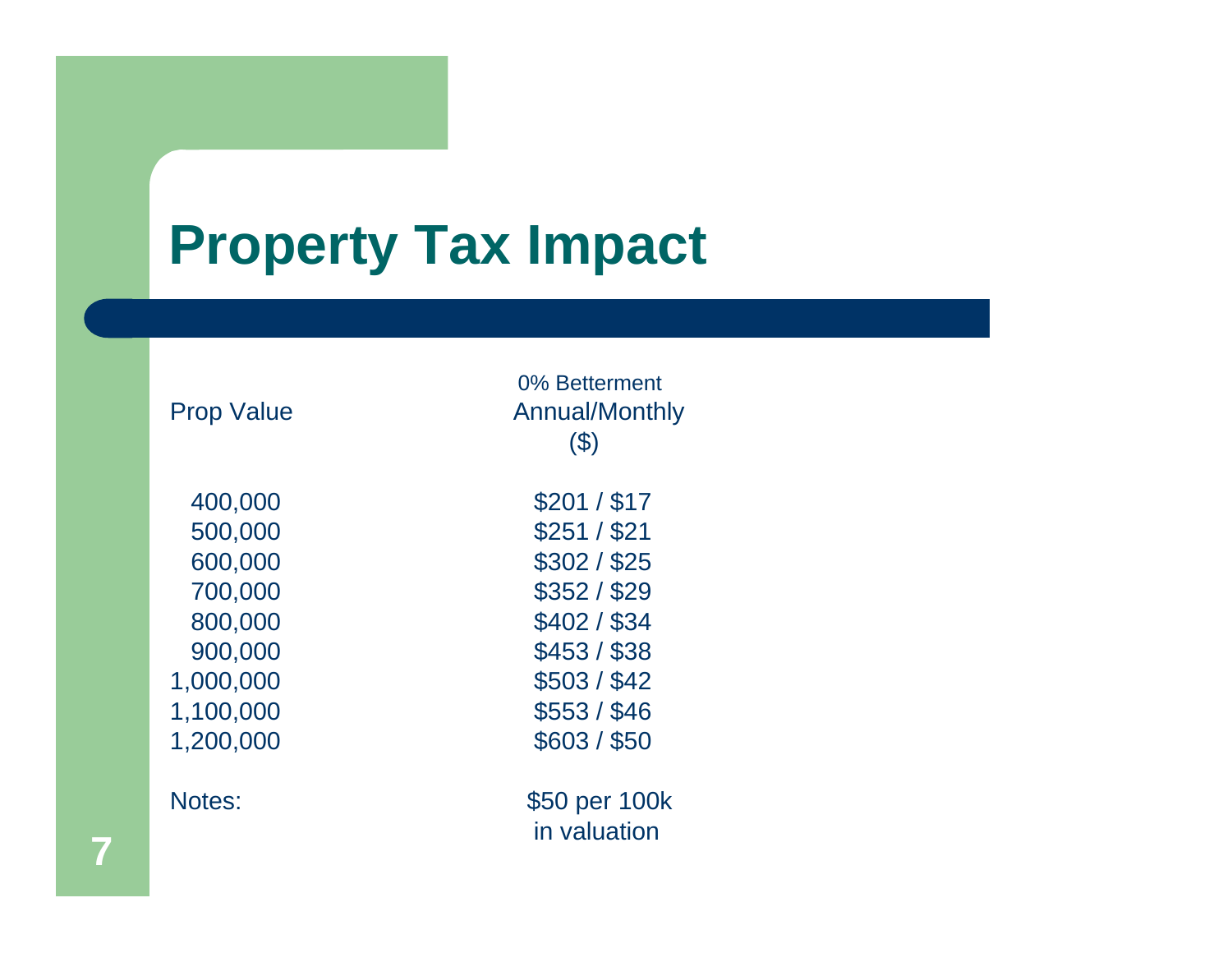# Property Tax Impact

| Prop Value | 0% Betterment Annual/Monthly ($) |
|---|---|
| 400,000 | $201 / $17 |
| 500,000 | $251 / $21 |
| 600,000 | $302 / $25 |
| 700,000 | $352 / $29 |
| 800,000 | $402 / $34 |
| 900,000 | $453 / $38 |
| 1,000,000 | $503 / $42 |
| 1,100,000 | $553 / $46 |
| 1,200,000 | $603 / $50 |
| Notes: | $50 per 100k in valuation |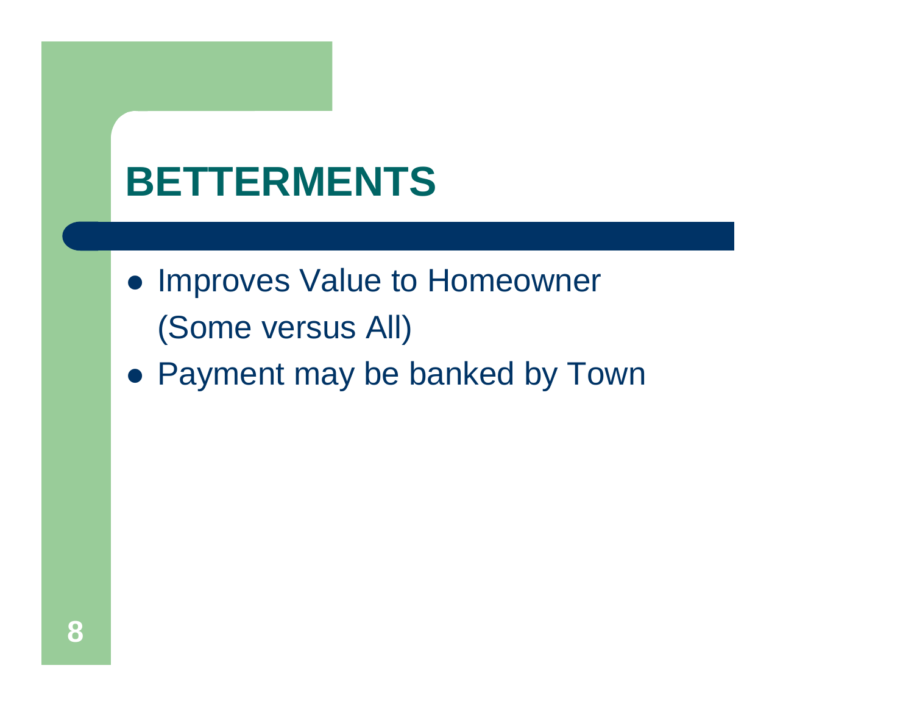# BETTERMENTS

- Improves Value to Homeowner (Some versus All)
- Payment may be banked by Town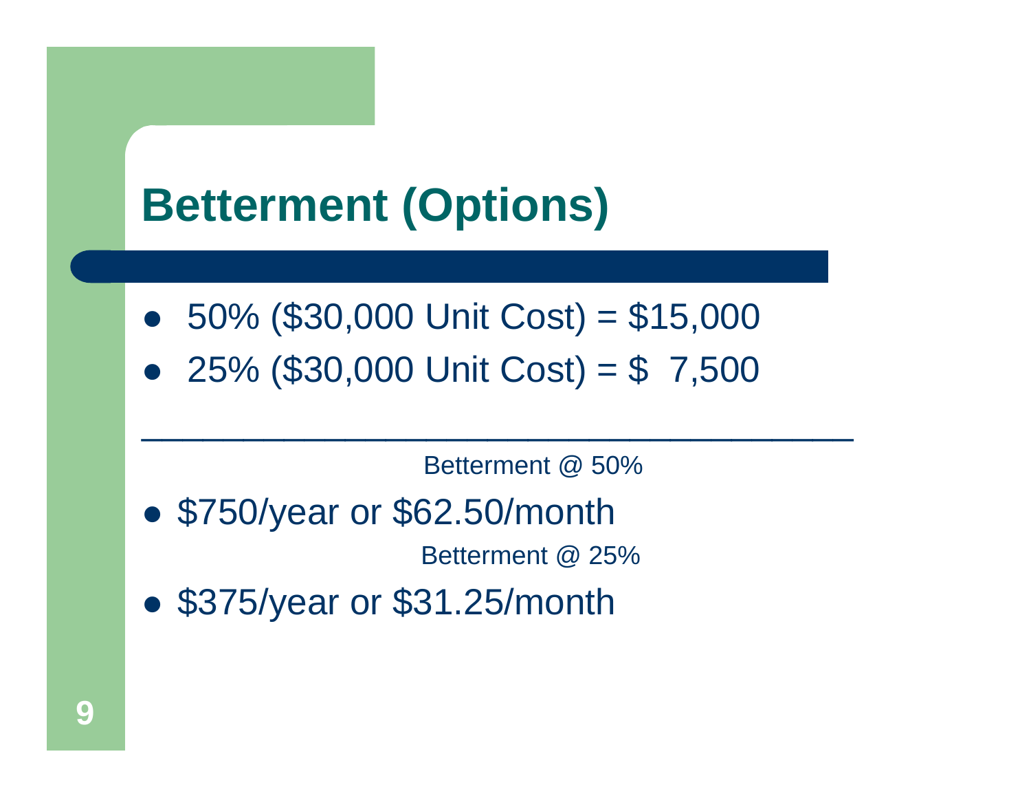# Betterment (Options)

- 50% ($30,000 Unit Cost) = $15,000
- 25% ($30,000 Unit Cost) = $  7,500

---

Betterment @ 50%

- $750/year or $62.50/month

Betterment @ 25%

- $375/year or $31.25/month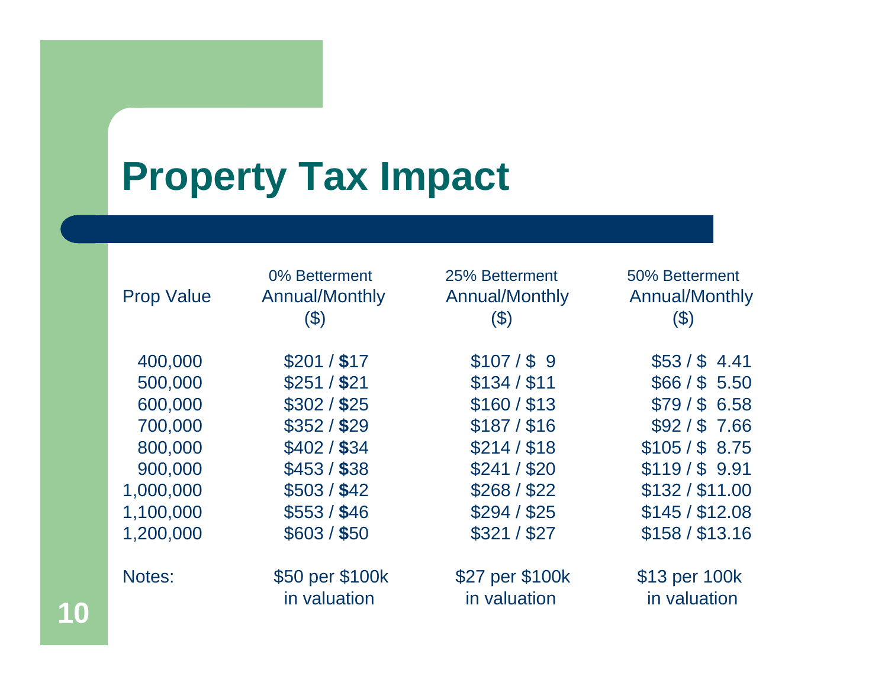# Property Tax Impact

| Prop Value | 0% Betterment Annual/Monthly ($) | 25% Betterment Annual/Monthly ($) | 50% Betterment Annual/Monthly ($) |
|---|---|---|---|
| 400,000 | $201 / $17 | $107 / $ 9 | $53 / $ 4.41 |
| 500,000 | $251 / $21 | $134 / $11 | $66 / $ 5.50 |
| 600,000 | $302 / $25 | $160 / $13 | $79 / $ 6.58 |
| 700,000 | $352 / $29 | $187 / $16 | $92 / $ 7.66 |
| 800,000 | $402 / $34 | $214 / $18 | $105 / $ 8.75 |
| 900,000 | $453 / $38 | $241 / $20 | $119 / $ 9.91 |
| 1,000,000 | $503 / $42 | $268 / $22 | $132 / $11.00 |
| 1,100,000 | $553 / $46 | $294 / $25 | $145 / $12.08 |
| 1,200,000 | $603 / $50 | $321 / $27 | $158 / $13.16 |
| Notes: | $50 per $100k in valuation | $27 per $100k in valuation | $13 per 100k in valuation |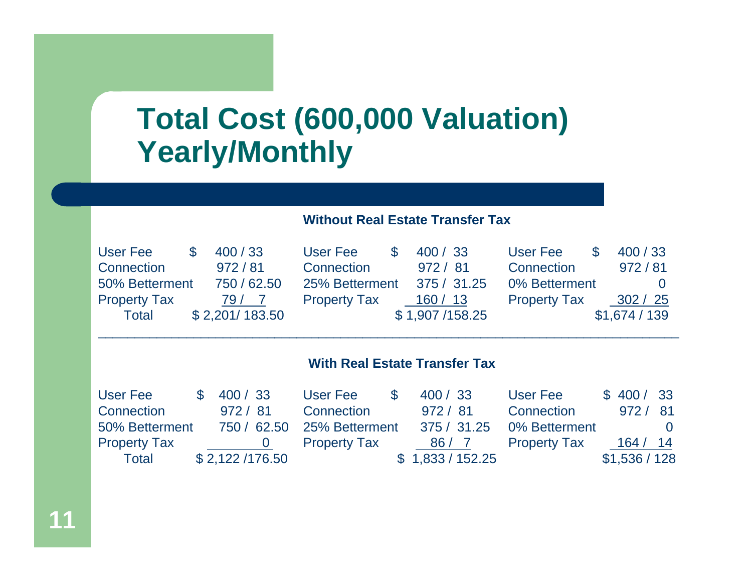# Total Cost (600,000 Valuation) Yearly/Monthly

**Without Real Estate Transfer Tax**

| | | | | | |
|---|---|---|---|---|---|
| User Fee | $ 400 / 33 | User Fee | $ 400 / 33 | User Fee | $ 400 / 33 |
| Connection | 972 / 81 | Connection | 972 / 81 | Connection | 972 / 81 |
| 50% Betterment | 750 / 62.50 | 25% Betterment | 375 / 31.25 | 0% Betterment | 0 |
| Property Tax | 79 / 7 | Property Tax | 160 / 13 | Property Tax | 302 / 25 |
| Total | $ 2,201/ 183.50 | | $ 1,907 /158.25 | | $1,674 / 139 |

**With Real Estate Transfer Tax**

| | | | | | |
|---|---|---|---|---|---|
| User Fee | $ 400 / 33 | User Fee | $ 400 / 33 | User Fee | $ 400 / 33 |
| Connection | 972 / 81 | Connection | 972 / 81 | Connection | 972 / 81 |
| 50% Betterment | 750 / 62.50 | 25% Betterment | 375 / 31.25 | 0% Betterment | 0 |
| Property Tax | 0 | Property Tax | 86 / 7 | Property Tax | 164 / 14 |
| Total | $ 2,122 /176.50 | | $ 1,833 / 152.25 | | $1,536 / 128 |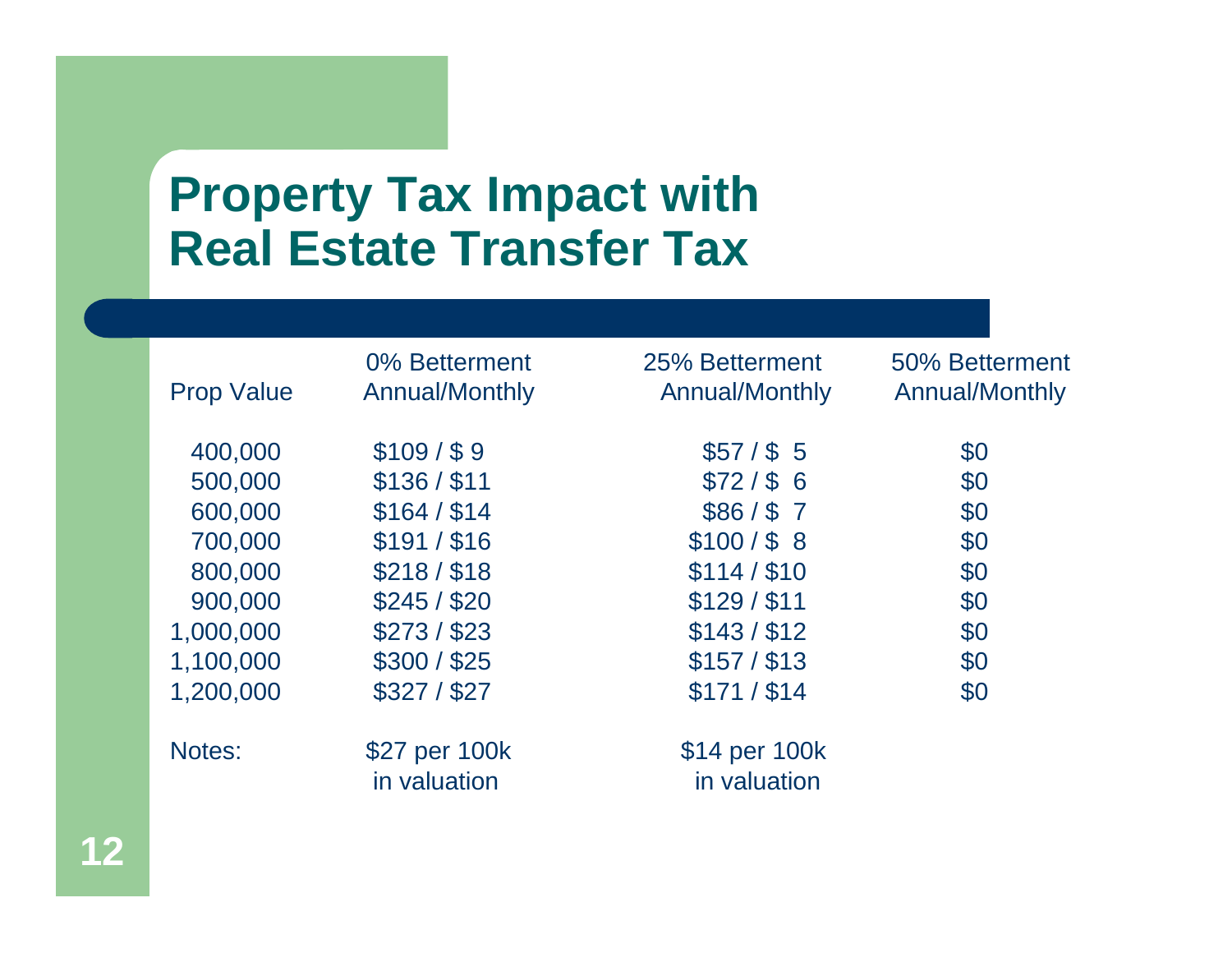# Property Tax Impact with Real Estate Transfer Tax

| Prop Value | 0% Betterment Annual/Monthly | 25% Betterment Annual/Monthly | 50% Betterment Annual/Monthly |
|---|---|---|---|
| 400,000 | $109 / $ 9 | $57 / $ 5 | $0 |
| 500,000 | $136 / $11 | $72 / $ 6 | $0 |
| 600,000 | $164 / $14 | $86 / $ 7 | $0 |
| 700,000 | $191 / $16 | $100 / $ 8 | $0 |
| 800,000 | $218 / $18 | $114 / $10 | $0 |
| 900,000 | $245 / $20 | $129 / $11 | $0 |
| 1,000,000 | $273 / $23 | $143 / $12 | $0 |
| 1,100,000 | $300 / $25 | $157 / $13 | $0 |
| 1,200,000 | $327 / $27 | $171 / $14 | $0 |
| Notes: | $27 per 100k in valuation | $14 per 100k in valuation | |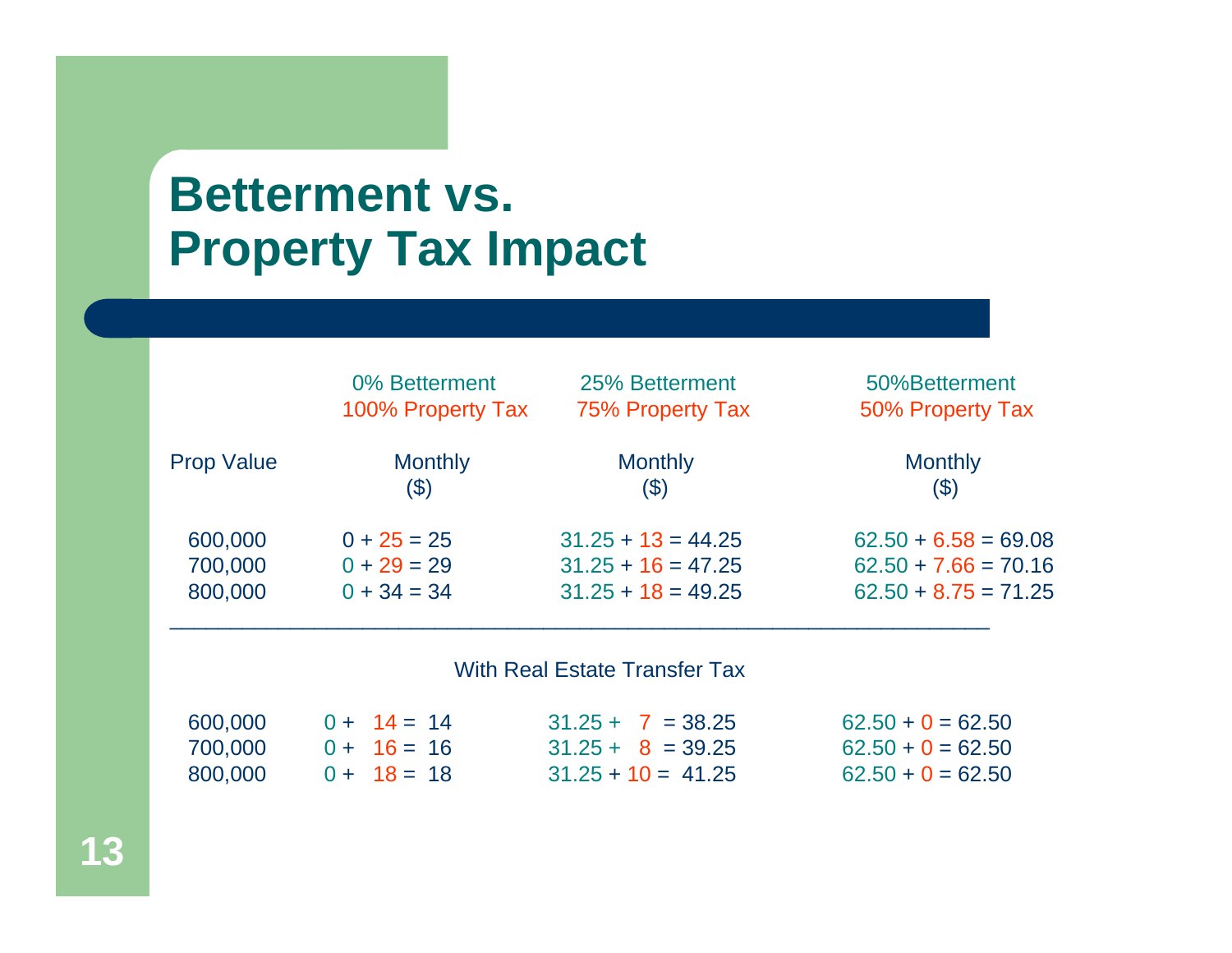# Betterment vs. Property Tax Impact

| | 0% Betterment 100% Property Tax | 25% Betterment 75% Property Tax | 50%Betterment 50% Property Tax |
|---|---|---|---|
| Prop Value | Monthly ($) | Monthly ($) | Monthly ($) |
| 600,000 | 0 + 25 = 25 | 31.25 + 13 = 44.25 | 62.50 + 6.58 = 69.08 |
| 700,000 | 0 + 29 = 29 | 31.25 + 16 = 47.25 | 62.50 + 7.66 = 70.16 |
| 800,000 | 0 + 34 = 34 | 31.25 + 18 = 49.25 | 62.50 + 8.75 = 71.25 |

With Real Estate Transfer Tax

| | | | |
|---|---|---|---|
| 600,000 | 0 + 14 = 14 | 31.25 + 7 = 38.25 | 62.50 + 0 = 62.50 |
| 700,000 | 0 + 16 = 16 | 31.25 + 8 = 39.25 | 62.50 + 0 = 62.50 |
| 800,000 | 0 + 18 = 18 | 31.25 + 10 = 41.25 | 62.50 + 0 = 62.50 |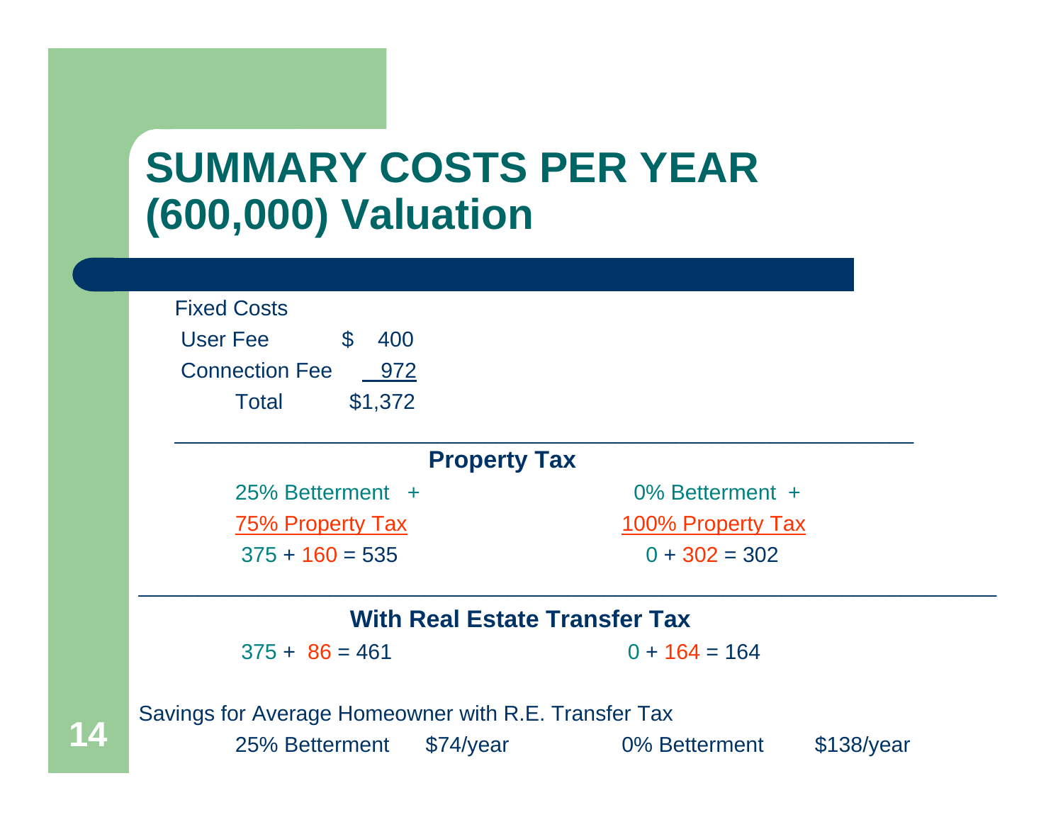# SUMMARY COSTS PER YEAR (600,000) Valuation

Fixed Costs

| | |
|---|---|
| User Fee | $ 400 |
| Connection Fee | 972 |
| Total | $1,372 |

---

**Property Tax**

| 25% Betterment + 75% Property Tax | 0% Betterment + 100% Property Tax |
|---|---|
| 375 + 160 = 535 | 0 + 302 = 302 |

---

**With Real Estate Transfer Tax**

| | |
|---|---|
| 375 + 86 = 461 | 0 + 164 = 164 |

Savings for Average Homeowner with R.E. Transfer Tax

25% Betterment $74/year    0% Betterment $138/year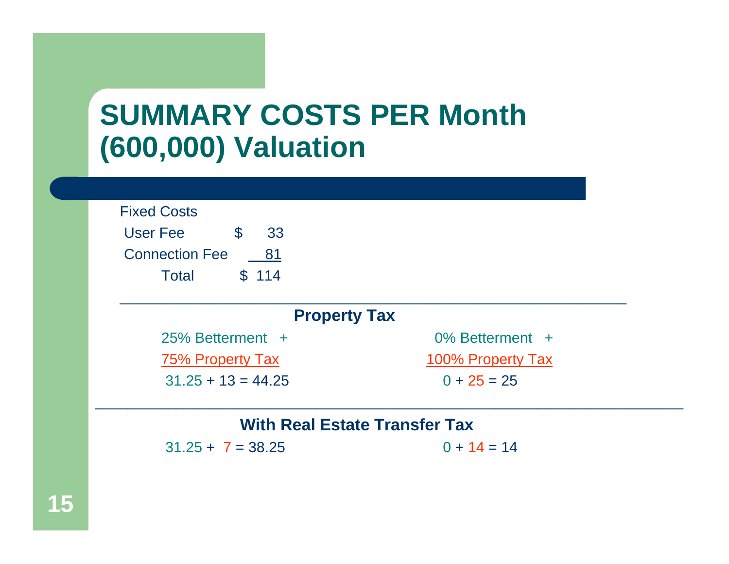# SUMMARY COSTS PER Month (600,000) Valuation

Fixed Costs

| | |
|---|---|
| User Fee | $ 33 |
| Connection Fee | 81 |
| Total | $ 114 |

---

**Property Tax**

| | |
|---|---|
| 25% Betterment + | 0% Betterment + |
| 75% Property Tax | 100% Property Tax |
| 31.25 + 13 = 44.25 | 0 + 25 = 25 |

---

**With Real Estate Transfer Tax**

| | |
|---|---|
| 31.25 + 7 = 38.25 | 0 + 14 = 14 |